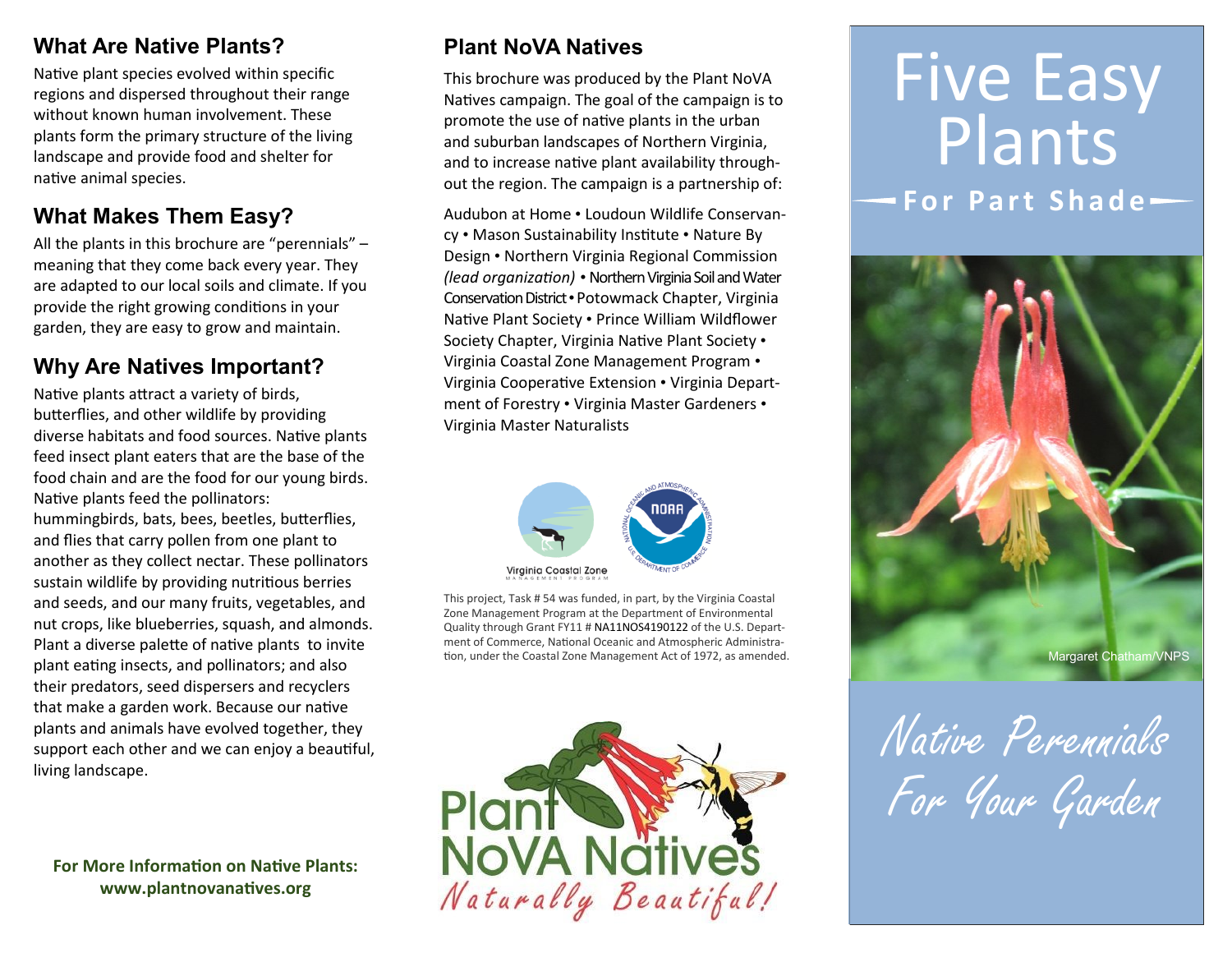## What Are Native Plants?

Native plant species evolved within specific regions and dispersed throughout their range without known human involvement. These plants form the primary structure of the living landscape and provide food and shelter for native animal species.

## What Makes Them Easy?

All the plants in this brochure are "perennials" – meaning that they come back every year. They are adapted to our local soils and climate. If you provide the right growing conditions in your garden, they are easy to grow and maintain.

## Why Are Natives Important?

Native plants attract a variety of birds, butterflies, and other wildlife by providing diverse habitats and food sources. Native plants feed insect plant eaters that are the base of the food chain and are the food for our young birds. Native plants feed the pollinators: hummingbirds, bats, bees, beetles, butterflies, and flies that carry pollen from one plant to another as they collect nectar. These pollinators sustain wildlife by providing nutritious berries and seeds, and our many fruits, vegetables, and nut crops, like blueberries, squash, and almonds. Plant a diverse palette of native plants to invite plant eating insects, and pollinators; and also their predators, seed dispersers and recyclers that make a garden work. Because our native plants and animals have evolved together, they support each other and we can enjoy a beautiful, living landscape.

**For More Information on Native Plants: www.plantnovanatives.org**

## Plant NoVA Natives

This brochure was produced by the Plant NoVA Natives campaign. The goal of the campaign is to promote the use of native plants in the urban and suburban landscapes of Northern Virginia, and to increase native plant availability throughout the region. The campaign is a partnership of:

Audubon at Home • Loudoun Wildlife Conservancy • Mason Sustainability Institute • Nature By Design • Northern Virginia Regional Commission *(lead organization)* • Northern Virginia Soil and Water Conservation District • Potowmack Chapter, Virginia Native Plant Society • Prince William Wildflower Society Chapter, Virginia Native Plant Society • Virginia Coastal Zone Management Program • Virginia Cooperative Extension • Virginia Department of Forestry • Virginia Master Gardeners • Virginia Master Naturalists

Virginia Coastal Zone MANAGEMENT PROGRAM

This project, Task # 54 was funded, in part, by the Virginia Coastal Zone Management Program at the Department of Environmental Quality through Grant FY11 # NA11NOS4190122 of the U.S. Department of Commerce, National Oceanic and Atmospheric Administration, under the Coastal Zone Management Act of 1972, as amended.

Plant NoVA Natives

*Naturally Beautiful!*

# Five Easy Plants

**For Part Shade**

Margaret Chatham/VNPS

*Native Perennials For Your Garden*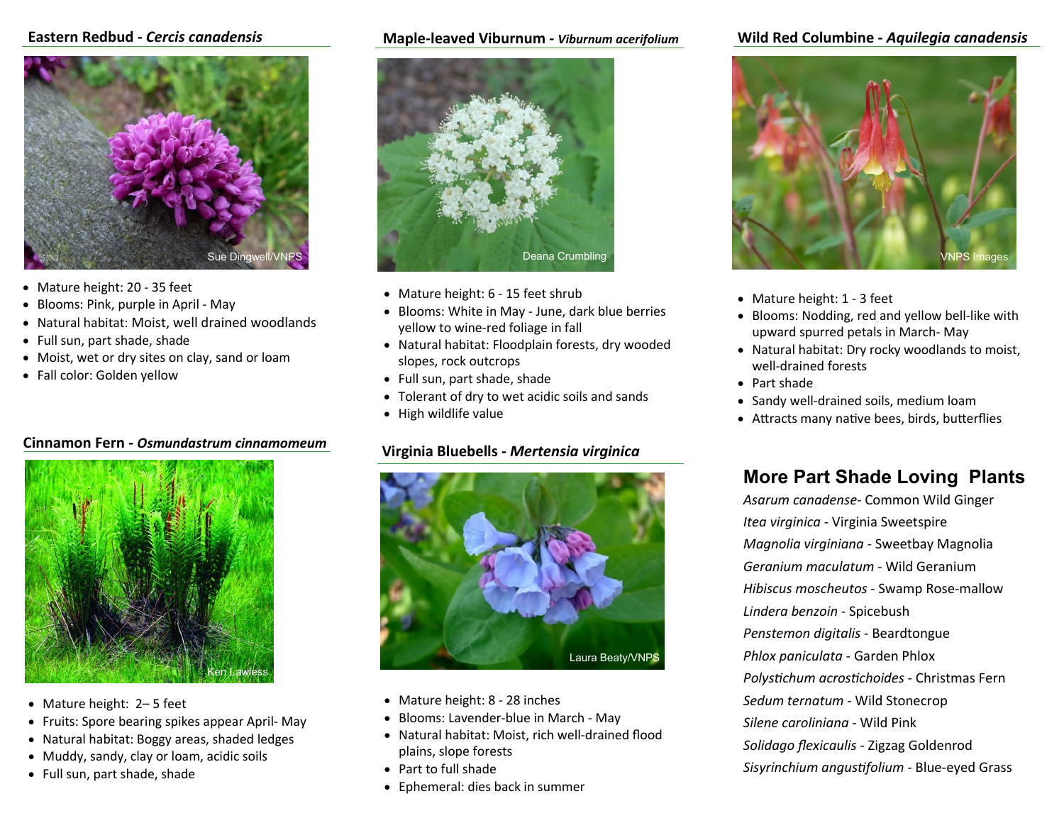### Eastern Redbud - *Cercis canadensis*

Sue Dingwell/VNPS

- Mature height: 20 - 35 feet
- Blooms: Pink, purple in April - May
- Natural habitat: Moist, well drained woodlands
- Full sun, part shade, shade
- Moist, wet or dry sites on clay, sand or loam
- Fall color: Golden yellow

### Cinnamon Fern - *Osmundastrum cinnamomeum*

Ken Lawless

- Mature height: 2– 5 feet
- Fruits: Spore bearing spikes appear April- May
- Natural habitat: Boggy areas, shaded ledges
- Muddy, sandy, clay or loam, acidic soils
- Full sun, part shade, shade

### Maple-leaved Viburnum - *Viburnum acerifolium*

Deana Crumbling

- Mature height: 6 - 15 feet shrub
- Blooms: White in May - June, dark blue berries yellow to wine-red foliage in fall
- Natural habitat: Floodplain forests, dry wooded slopes, rock outcrops
- Full sun, part shade, shade
- Tolerant of dry to wet acidic soils and sands
- High wildlife value

### Virginia Bluebells - *Mertensia virginica*

Laura Beaty/VNPS

- Mature height: 8 - 28 inches
- Blooms: Lavender-blue in March - May
- Natural habitat: Moist, rich well-drained flood plains, slope forests
- Part to full shade
- Ephemeral: dies back in summer

### Wild Red Columbine - *Aquilegia canadensis*

VNPS Images

- Mature height: 1 - 3 feet
- Blooms: Nodding, red and yellow bell-like with upward spurred petals in March- May
- Natural habitat: Dry rocky woodlands to moist, well-drained forests
- Part shade
- Sandy well-drained soils, medium loam
- Attracts many native bees, birds, butterflies

## More Part Shade Loving Plants

*Asarum canadense*- Common Wild Ginger
*Itea virginica* - Virginia Sweetspire
*Magnolia virginiana* - Sweetbay Magnolia
*Geranium maculatum* - Wild Geranium
*Hibiscus moscheutos* - Swamp Rose-mallow
*Lindera benzoin* - Spicebush
*Penstemon digitalis* - Beardtongue
*Phlox paniculata* - Garden Phlox
*Polystichum acrostichoides* - Christmas Fern
*Sedum ternatum* - Wild Stonecrop
*Silene caroliniana* - Wild Pink
*Solidago flexicaulis* - Zigzag Goldenrod
*Sisyrinchium angustifolium* - Blue-eyed Grass